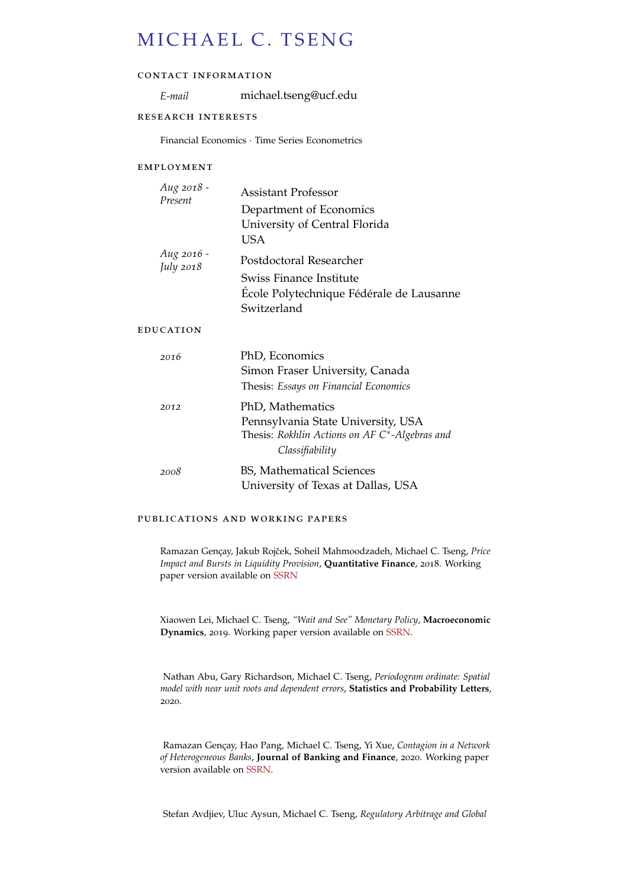# MICHAEL C. TSENG

## CONTACT INFORMATION

*E-mail* michael.tseng@ucf.edu

## RESEARCH INTERESTS

Financial Economics · Time Series Econometrics

## EMPLOYMENT

*Aug 2018 - Present*
Assistant Professor
Department of Economics
University of Central Florida
USA

*Aug 2016 - July 2018*
Postdoctoral Researcher
Swiss Finance Institute
École Polytechnique Fédérale de Lausanne
Switzerland

## EDUCATION

*2016*
PhD, Economics
Simon Fraser University, Canada
Thesis: *Essays on Financial Economics*

*2012*
PhD, Mathematics
Pennsylvania State University, USA
Thesis: *Rokhlin Actions on AF $C^*$-Algebras and Classifiability*

*2008*
BS, Mathematical Sciences
University of Texas at Dallas, USA

## PUBLICATIONS AND WORKING PAPERS

Ramazan Gençay, Jakub Rojček, Soheil Mahmoodzadeh, Michael C. Tseng, *Price Impact and Bursts in Liquidity Provision*, **Quantitative Finance**, 2018. Working paper version available on SSRN

Xiaowen Lei, Michael C. Tseng, *"Wait and See" Monetary Policy*, **Macroeconomic Dynamics**, 2019. Working paper version available on SSRN.

Nathan Abu, Gary Richardson, Michael C. Tseng, *Periodogram ordinate: Spatial model with near unit roots and dependent errors*, **Statistics and Probability Letters**, 2020.

Ramazan Gençay, Hao Pang, Michael C. Tseng, Yi Xue, *Contagion in a Network of Heterogeneous Banks*, **Journal of Banking and Finance**, 2020. Working paper version available on SSRN.

Stefan Avdjiev, Uluc Aysun, Michael C. Tseng, *Regulatory Arbitrage and Global*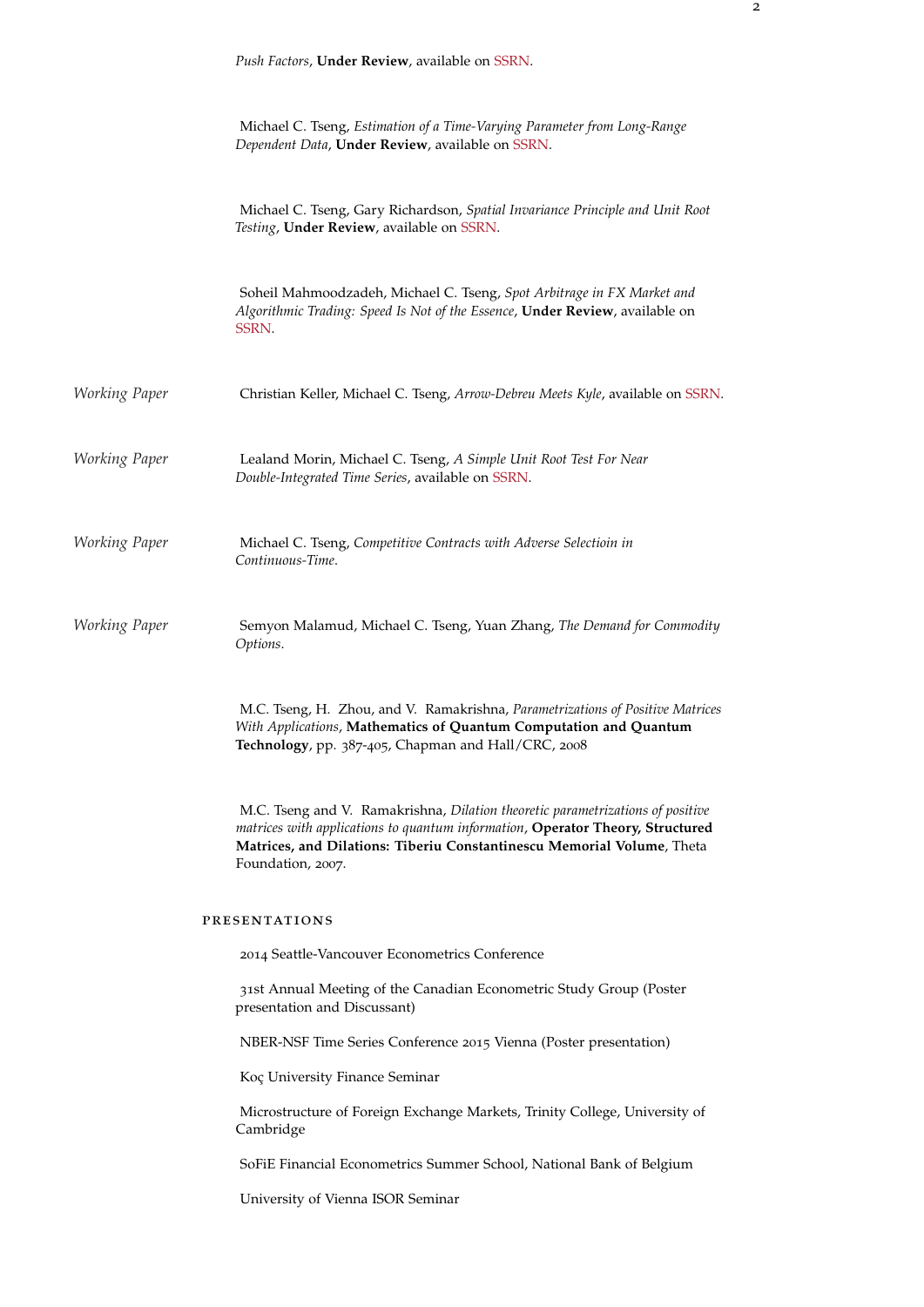*Push Factors*, **Under Review**, available on SSRN.

Michael C. Tseng, *Estimation of a Time-Varying Parameter from Long-Range Dependent Data*, **Under Review**, available on SSRN.

Michael C. Tseng, Gary Richardson, *Spatial Invariance Principle and Unit Root Testing*, **Under Review**, available on SSRN.

Soheil Mahmoodzadeh, Michael C. Tseng, *Spot Arbitrage in FX Market and Algorithmic Trading: Speed Is Not of the Essence*, **Under Review**, available on SSRN.

*Working Paper* — Christian Keller, Michael C. Tseng, *Arrow-Debreu Meets Kyle*, available on SSRN.

*Working Paper* — Lealand Morin, Michael C. Tseng, *A Simple Unit Root Test For Near Double-Integrated Time Series*, available on SSRN.

*Working Paper* — Michael C. Tseng, *Competitive Contracts with Adverse Selectioin in Continuous-Time*.

*Working Paper* — Semyon Malamud, Michael C. Tseng, Yuan Zhang, *The Demand for Commodity Options*.

M.C. Tseng, H. Zhou, and V. Ramakrishna, *Parametrizations of Positive Matrices With Applications*, **Mathematics of Quantum Computation and Quantum Technology**, pp. 387-405, Chapman and Hall/CRC, 2008

M.C. Tseng and V. Ramakrishna, *Dilation theoretic parametrizations of positive matrices with applications to quantum information*, **Operator Theory, Structured Matrices, and Dilations: Tiberiu Constantinescu Memorial Volume**, Theta Foundation, 2007.

## PRESENTATIONS

2014 Seattle-Vancouver Econometrics Conference

31st Annual Meeting of the Canadian Econometric Study Group (Poster presentation and Discussant)

NBER-NSF Time Series Conference 2015 Vienna (Poster presentation)

Koç University Finance Seminar

Microstructure of Foreign Exchange Markets, Trinity College, University of Cambridge

SoFiE Financial Econometrics Summer School, National Bank of Belgium

University of Vienna ISOR Seminar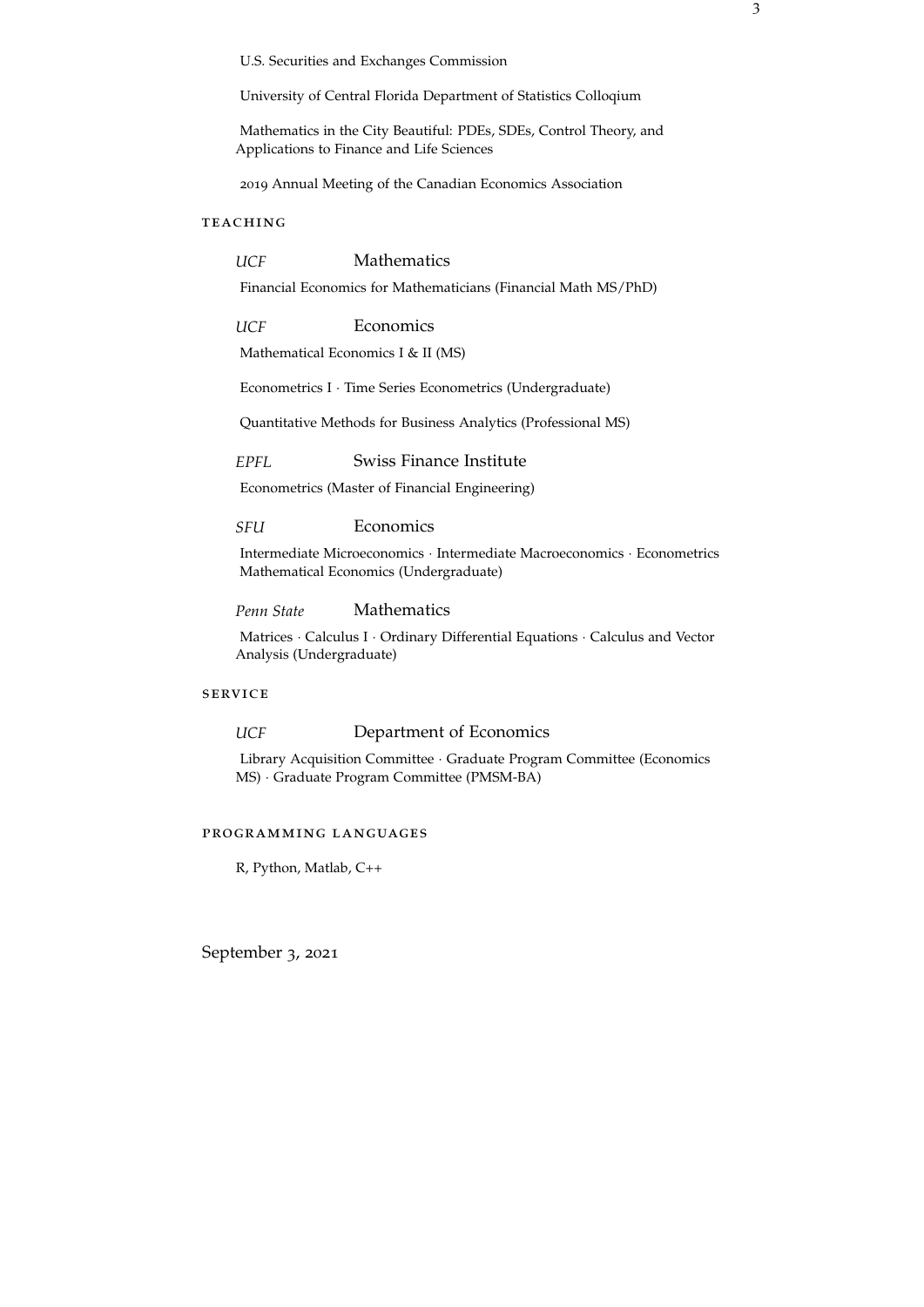U.S. Securities and Exchanges Commission

University of Central Florida Department of Statistics Colloqium

Mathematics in the City Beautiful: PDEs, SDEs, Control Theory, and Applications to Finance and Life Sciences

2019 Annual Meeting of the Canadian Economics Association

## Teaching

*UCF* Mathematics

Financial Economics for Mathematicians (Financial Math MS/PhD)

*UCF* Economics

Mathematical Economics I & II (MS)

Econometrics I · Time Series Econometrics (Undergraduate)

Quantitative Methods for Business Analytics (Professional MS)

*EPFL* Swiss Finance Institute

Econometrics (Master of Financial Engineering)

*SFU* Economics

Intermediate Microeconomics · Intermediate Macroeconomics · Econometrics Mathematical Economics (Undergraduate)

*Penn State* Mathematics

Matrices · Calculus I · Ordinary Differential Equations · Calculus and Vector Analysis (Undergraduate)

## Service

*UCF* Department of Economics

Library Acquisition Committee · Graduate Program Committee (Economics MS) · Graduate Program Committee (PMSM-BA)

## Programming Languages

R, Python, Matlab, C++

September 3, 2021